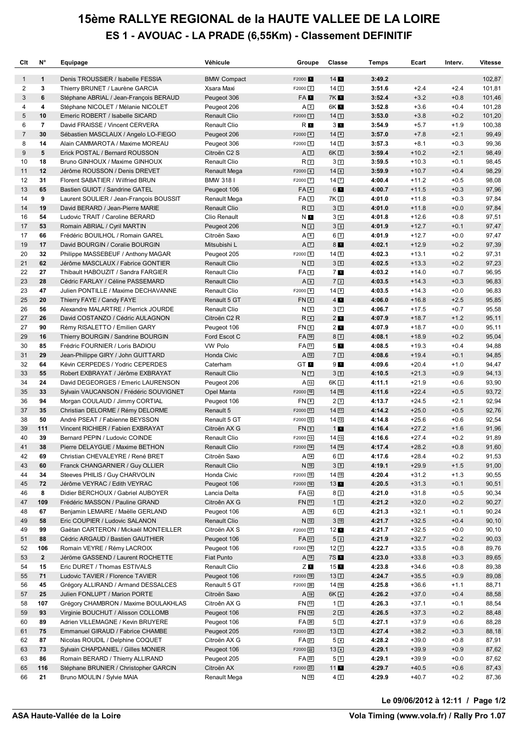# 15ème RALLYE REGIONAL de la HAUTE VALLEE DE LA LOIRE

## ES 1 - AVOUAC - LA PRADE (6,55Km) - Classement DEFINITIF

| Clt | N° | Equipage | Véhicule | Groupe | Classe | Temps | Ecart | Interv. | Vitesse |
|---|---|---|---|---|---|---|---|---|---|
| 1 | 1 | Denis TROUSSIER / Isabelle FESSIA | BMW Compact | F2000 1 | 14 1 | 3:49.2 | | | 102,87 |
| 2 | 3 | Thierry BRUNET / Laurène GARCIA | Xsara Maxi | F2000 2 | 14 2 | 3:51.6 | +2.4 | +2.4 | 101,81 |
| 3 | 6 | Stéphane ABRIAL / Jean-François BERAUD | Peugeot 306 | FA 1 | 7K 1 | 3:52.4 | +3.2 | +0.8 | 101,46 |
| 4 | 4 | Stéphane NICOLET / Mélanie NICOLET | Peugeot 206 | A 2 | 6K 1 | 3:52.8 | +3.6 | +0.4 | 101,28 |
| 5 | 10 | Emeric ROBERT / Isabelle SICARD | Renault Clio | F2000 3 | 14 3 | 3:53.0 | +3.8 | +0.2 | 101,20 |
| 6 | 7 | David FRAISSE / Vincent CERVERA | Renault Clio | R 1 | 3 1 | 3:54.9 | +5.7 | +1.9 | 100,38 |
| 7 | 30 | Sébastien MASCLAUX / Angelo LO-FIEGO | Peugeot 206 | F2000 4 | 14 4 | 3:57.0 | +7.8 | +2.1 | 99,49 |
| 8 | 14 | Alain CAMMAROTA / Maxime MOREAU | Peugeot 306 | F2000 5 | 14 5 | 3:57.3 | +8.1 | +0.3 | 99,36 |
| 9 | 5 | Erick POSTAL / Bernard ROUSSON | Citroën C2 S | A 3 | 6K 2 | 3:59.4 | +10.2 | +2.1 | 98,49 |
| 10 | 18 | Bruno GINHOUX / Maxime GINHOUX | Renault Clio | R 2 | 3 2 | 3:59.5 | +10.3 | +0.1 | 98,45 |
| 11 | 12 | Jérôme ROUSSON / Denis DREVET | Renault Mega | F2000 6 | 14 6 | 3:59.9 | +10.7 | +0.4 | 98,29 |
| 12 | 31 | Florent SABATIER / Wilfried BRUN | BMW 318 I | F2000 7 | 14 7 | 4:00.4 | +11.2 | +0.5 | 98,08 |
| 13 | 65 | Bastien GUIOT / Sandrine GATEL | Peugeot 106 | FA 4 | 6 1 | 4:00.7 | +11.5 | +0.3 | 97,96 |
| 14 | 9 | Laurent SOULIER / Jean-François BOUSSIT | Renault Mega | FA 5 | 7K 2 | 4:01.0 | +11.8 | +0.3 | 97,84 |
| 14 | 19 | David BERARD / Jean-Pierre MARIE | Renault Clio | R 3 | 3 3 | 4:01.0 | +11.8 | +0.0 | 97,84 |
| 16 | 54 | Ludovic TRAIT / Caroline BERARD | Clio Renault | N 1 | 3 4 | 4:01.8 | +12.6 | +0.8 | 97,51 |
| 17 | 53 | Romain ABRIAL / Cyril MARTIN | Peugeot 206 | N 2 | 3 5 | 4:01.9 | +12.7 | +0.1 | 97,47 |
| 17 | 66 | Frédéric BOUILHOL / Romain GAREL | Citroën Saxo | A 6 | 6 2 | 4:01.9 | +12.7 | +0.0 | 97,47 |
| 19 | 17 | David BOURGIN / Coralie BOURGIN | Mitsubishi L | A 7 | 8 1 | 4:02.1 | +12.9 | +0.2 | 97,39 |
| 20 | 32 | Philippe MASSEBEUF / Anthony MAGAR | Peugeot 205 | F2000 8 | 14 8 | 4:02.3 | +13.1 | +0.2 | 97,31 |
| 21 | 62 | Jérôme MASCLAUX / Fabrice GONTIER | Renault Clio | N 3 | 3 6 | 4:02.5 | +13.3 | +0.2 | 97,23 |
| 22 | 27 | Thibault HABOUZIT / Sandra FARGIER | Renault Clio | FA 8 | 7 1 | 4:03.2 | +14.0 | +0.7 | 96,95 |
| 23 | 28 | Cédric FARLAY / Céline PASSEMARD | Renault Clio | A 9 | 7 2 | 4:03.5 | +14.3 | +0.3 | 96,83 |
| 23 | 47 | Julien PONTILLE / Maxime DECHAVANNE | Renault Clio | F2000 9 | 14 9 | 4:03.5 | +14.3 | +0.0 | 96,83 |
| 25 | 20 | Thierry FAYE / Candy FAYE | Renault 5 GT | FN 4 | 4 1 | 4:06.0 | +16.8 | +2.5 | 95,85 |
| 26 | 56 | Alexandre MALARTRE / Pierrick JOURDE | Renault Clio | N 5 | 3 7 | 4:06.7 | +17.5 | +0.7 | 95,58 |
| 27 | 26 | David COSTANZO / Cédric AULAGNON | Citroën C2 R | R 4 | 2 1 | 4:07.9 | +18.7 | +1.2 | 95,11 |
| 27 | 90 | Rémy RISALETTO / Emilien GARY | Peugeot 106 | FN 6 | 2 1 | 4:07.9 | +18.7 | +0.0 | 95,11 |
| 29 | 16 | Thierry BOURGIN / Sandrine BOURGIN | Ford Escot C | FA 10 | 8 2 | 4:08.1 | +18.9 | +0.2 | 95,04 |
| 30 | 85 | Frédric FOURNIER / Loris BADIOU | VW Polo | FA 11 | 5 1 | 4:08.5 | +19.3 | +0.4 | 94,88 |
| 31 | 29 | Jean-Philippe GIRY / John GUITTARD | Honda Civic | A 12 | 7 3 | 4:08.6 | +19.4 | +0.1 | 94,85 |
| 32 | 64 | Kévin CERPEDES / Yodric CEPERDES | Caterham | GT 1 | 9 1 | 4:09.6 | +20.4 | +1.0 | 94,47 |
| 33 | 55 | Robert EXBRAYAT / Jérôme EXBRAYAT | Renault Clio | N 7 | 3 8 | 4:10.5 | +21.3 | +0.9 | 94,13 |
| 34 | 24 | David DEGEORGES / Emeric LAURENSON | Peugeot 206 | A 13 | 6K 3 | 4:11.1 | +21.9 | +0.6 | 93,90 |
| 35 | 33 | Sylvain VAUCANSON / Frédéric SOUVIGNET | Opel Manta | F2000 10 | 14 10 | 4:11.6 | +22.4 | +0.5 | 93,72 |
| 36 | 94 | Morgan COULAUD / Jimmy CORTIAL | Peugeot 106 | FN 8 | 2 3 | 4:13.7 | +24.5 | +2.1 | 92,94 |
| 37 | 35 | Christian DELORME / Rémy DELORME | Renault 5 | F2000 11 | 14 11 | 4:14.2 | +25.0 | +0.5 | 92,76 |
| 38 | 50 | André PSEAT / Fabienne BEYSSON | Renault 5 GT | F2000 12 | 14 12 | 4:14.8 | +25.6 | +0.6 | 92,54 |
| 39 | 111 | Vincent RICHIER / Fabien EXBRAYAT | Citroën AX G | FN 9 | 1 1 | 4:16.4 | +27.2 | +1.6 | 91,96 |
| 40 | 39 | Bernard PEPIN / Ludovic COINDE | Renault Clio | F2000 13 | 14 13 | 4:16.6 | +27.4 | +0.2 | 91,89 |
| 41 | 38 | Pierre DELAYGUE / Maxime BETHON | Renault Clio | F2000 14 | 14 14 | 4:17.4 | +28.2 | +0.8 | 91,60 |
| 42 | 69 | Christian CHEVALEYRE / René BRET | Citroën Saxo | A 14 | 6 3 | 4:17.6 | +28.4 | +0.2 | 91,53 |
| 43 | 60 | Franck CHANGARNIER / Guy OLLIER | Renault Clio | N 10 | 3 9 | 4:19.1 | +29.9 | +1.5 | 91,00 |
| 44 | 34 | Steeves PHILIS / Guy CHARVOLIN | Honda Civic | F2000 15 | 14 15 | 4:20.4 | +31.2 | +1.3 | 90,55 |
| 45 | 72 | Jérôme VEYRAC / Edith VEYRAC | Peugeot 106 | F2000 16 | 13 1 | 4:20.5 | +31.3 | +0.1 | 90,51 |
| 46 | 8 | Didier BERCHOUX / Gabriel AUBOYER | Lancia Delta | FA 15 | 8 3 | 4:21.0 | +31.8 | +0.5 | 90,34 |
| 47 | 109 | Frédéric MASSON / Pauline GRAND | Citroën AX G | FN 11 | 1 2 | 4:21.2 | +32.0 | +0.2 | 90,27 |
| 48 | 67 | Benjamin LEMAIRE / Maëlle GERLAND | Peugeot 106 | A 16 | 6 4 | 4:21.3 | +32.1 | +0.1 | 90,24 |
| 49 | 58 | Eric COUPIER / Ludovic SALANON | Renault Clio | N 12 | 3 10 | 4:21.7 | +32.5 | +0.4 | 90,10 |
| 49 | 99 | Gaëtan CARTERON / Mickaël MONTEILLER | Citroën AX S | F2000 17 | 12 1 | 4:21.7 | +32.5 | +0.0 | 90,10 |
| 51 | 88 | Cédric ARGAUD / Bastien GAUTHIER | Peugeot 106 | FA 17 | 5 2 | 4:21.9 | +32.7 | +0.2 | 90,03 |
| 52 | 106 | Romain VEYRE / Rémy LACROIX | Peugeot 106 | F2000 18 | 12 2 | 4:22.7 | +33.5 | +0.8 | 89,76 |
| 53 | 2 | Jérôme GASSEND / Laurent ROCHETTE | Fiat Punto | A 18 | 7S 1 | 4:23.0 | +33.8 | +0.3 | 89,65 |
| 54 | 15 | Eric DURET / Thomas ESTIVALS | Renault Clio | Z 1 | 15 1 | 4:23.8 | +34.6 | +0.8 | 89,38 |
| 55 | 71 | Ludovic TAVIER / Florence TAVIER | Peugeot 106 | F2000 19 | 13 2 | 4:24.7 | +35.5 | +0.9 | 89,08 |
| 56 | 45 | Grégory ALLIRAND / Armand DESSALCES | Renault 5 GT | F2000 20 | 14 16 | 4:25.8 | +36.6 | +1.1 | 88,71 |
| 57 | 25 | Julien FONLUPT / Marion PORTE | Citroën Saxo | A 19 | 6K 4 | 4:26.2 | +37.0 | +0.4 | 88,58 |
| 58 | 107 | Grégory CHAMBRON / Maxime BOULAKHLAS | Citroën AX G | FN 13 | 1 3 | 4:26.3 | +37.1 | +0.1 | 88,54 |
| 59 | 93 | Virginie BOUCHUT / Alisson COLLOMB | Peugeot 106 | FN 14 | 2 4 | 4:26.5 | +37.3 | +0.2 | 88,48 |
| 60 | 89 | Adrien VILLEMAGNE / Kevin BRUYERE | Peugeot 106 | FA 20 | 5 3 | 4:27.1 | +37.9 | +0.6 | 88,28 |
| 61 | 75 | Emmanuel GIRAUD / Fabrice CHAMBE | Peugeot 205 | F2000 21 | 13 3 | 4:27.4 | +38.2 | +0.3 | 88,18 |
| 62 | 87 | Nicolas ROUDIL / Delphine COQUET | Citroën AX G | FA 21 | 5 4 | 4:28.2 | +39.0 | +0.8 | 87,91 |
| 63 | 73 | Sylvain CHAPDANIEL / Gilles MONIER | Peugeot 106 | F2000 22 | 13 4 | 4:29.1 | +39.9 | +0.9 | 87,62 |
| 63 | 86 | Romain BERARD / Thierry ALLIRAND | Peugeot 205 | FA 22 | 5 5 | 4:29.1 | +39.9 | +0.0 | 87,62 |
| 65 | 116 | Stéphane BRUNIER / Christopher GARCIN | Citroën AX | F2000 23 | 11 1 | 4:29.7 | +40.5 | +0.6 | 87,43 |
| 66 | 21 | Bruno MOULIN / Sylvie MAIA | Renault Mega | N 15 | 4 2 | 4:29.9 | +40.7 | +0.2 | 87,36 |

**Le 09/06/2012 à 12:11**

**ASA Haute-Vallée de la Loire** — **Vola Timing (www.vola.fr) / Rally Pro 1.07**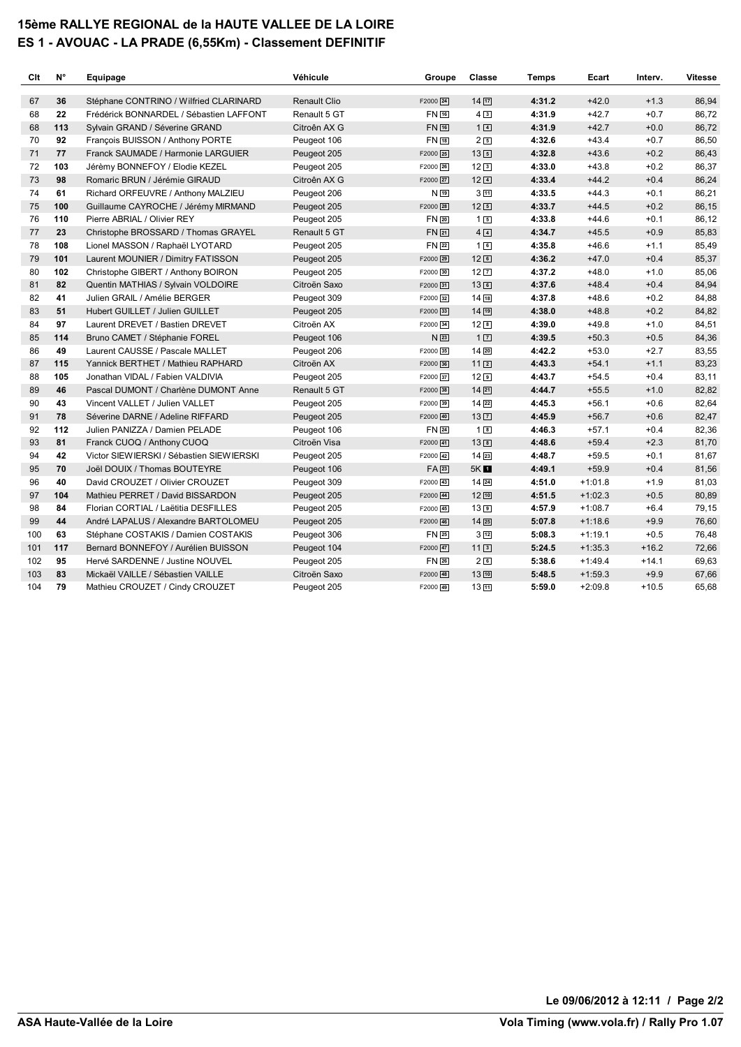# 15ème RALLYE REGIONAL de la HAUTE VALLEE DE LA LOIRE
## ES 1 - AVOUAC - LA PRADE (6,55Km) - Classement DEFINITIF

| Clt | N° | Equipage | Véhicule | Groupe | Classe | Temps | Ecart | Interv. | Vitesse |
|---|---|---|---|---|---|---|---|---|---|
| 67 | 36 | Stéphane CONTRINO / Wilfried CLARINARD | Renault Clio | F2000 24 | 14 17 | 4:31.2 | +42.0 | +1.3 | 86,94 |
| 68 | 22 | Frédérick BONNARDEL / Sébastien LAFFONT | Renault 5 GT | FN 16 | 4 3 | 4:31.9 | +42.7 | +0.7 | 86,72 |
| 68 | 113 | Sylvain GRAND / Séverine GRAND | Citroên AX G | FN 16 | 1 4 | 4:31.9 | +42.7 | +0.0 | 86,72 |
| 70 | 92 | François BUISSON / Anthony PORTE | Peugeot 106 | FN 18 | 2 5 | 4:32.6 | +43.4 | +0.7 | 86,50 |
| 71 | 77 | Franck SAUMADE / Harmonie LARGUIER | Peugeot 205 | F2000 25 | 13 5 | 4:32.8 | +43.6 | +0.2 | 86,43 |
| 72 | 103 | Jérèmy BONNEFOY / Elodie KEZEL | Peugeot 205 | F2000 26 | 12 3 | 4:33.0 | +43.8 | +0.2 | 86,37 |
| 73 | 98 | Romaric BRUN / Jérémie GIRAUD | Citroên AX G | F2000 27 | 12 4 | 4:33.4 | +44.2 | +0.4 | 86,24 |
| 74 | 61 | Richard ORFEUVRE / Anthony MALZIEU | Peugeot 206 | N 19 | 3 11 | 4:33.5 | +44.3 | +0.1 | 86,21 |
| 75 | 100 | Guillaume CAYROCHE / Jérémy MIRMAND | Peugeot 205 | F2000 28 | 12 5 | 4:33.7 | +44.5 | +0.2 | 86,15 |
| 76 | 110 | Pierre ABRIAL / Olivier REY | Peugeot 205 | FN 20 | 1 5 | 4:33.8 | +44.6 | +0.1 | 86,12 |
| 77 | 23 | Christophe BROSSARD / Thomas GRAYEL | Renault 5 GT | FN 21 | 4 4 | 4:34.7 | +45.5 | +0.9 | 85,83 |
| 78 | 108 | Lionel MASSON / Raphaël LYOTARD | Peugeot 205 | FN 22 | 1 6 | 4:35.8 | +46.6 | +1.1 | 85,49 |
| 79 | 101 | Laurent MOUNIER / Dimitry FATISSON | Peugeot 205 | F2000 29 | 12 6 | 4:36.2 | +47.0 | +0.4 | 85,37 |
| 80 | 102 | Christophe GIBERT / Anthony BOIRON | Peugeot 205 | F2000 30 | 12 7 | 4:37.2 | +48.0 | +1.0 | 85,06 |
| 81 | 82 | Quentin MATHIAS / Sylvain VOLDOIRE | Citroën Saxo | F2000 31 | 13 6 | 4:37.6 | +48.4 | +0.4 | 84,94 |
| 82 | 41 | Julien GRAIL / Amélie BERGER | Peugeot 309 | F2000 32 | 14 18 | 4:37.8 | +48.6 | +0.2 | 84,88 |
| 83 | 51 | Hubert GUILLET / Julien GUILLET | Peugeot 205 | F2000 33 | 14 19 | 4:38.0 | +48.8 | +0.2 | 84,82 |
| 84 | 97 | Laurent DREVET / Bastien DREVET | Citroën AX | F2000 34 | 12 8 | 4:39.0 | +49.8 | +1.0 | 84,51 |
| 85 | 114 | Bruno CAMET / Stéphanie FOREL | Peugeot 106 | N 23 | 1 7 | 4:39.5 | +50.3 | +0.5 | 84,36 |
| 86 | 49 | Laurent CAUSSE / Pascale MALLET | Peugeot 206 | F2000 35 | 14 20 | 4:42.2 | +53.0 | +2.7 | 83,55 |
| 87 | 115 | Yannick BERTHET / Mathieu RAPHARD | Citroën AX | F2000 36 | 11 2 | 4:43.3 | +54.1 | +1.1 | 83,23 |
| 88 | 105 | Jonathan VIDAL / Fabien VALDIVIA | Peugeot 205 | F2000 37 | 12 9 | 4:43.7 | +54.5 | +0.4 | 83,11 |
| 89 | 46 | Pascal DUMONT / Charlène DUMONT Anne | Renault 5 GT | F2000 38 | 14 21 | 4:44.7 | +55.5 | +1.0 | 82,82 |
| 90 | 43 | Vincent VALLET / Julien VALLET | Peugeot 205 | F2000 39 | 14 22 | 4:45.3 | +56.1 | +0.6 | 82,64 |
| 91 | 78 | Séverine DARNE / Adeline RIFFARD | Peugeot 205 | F2000 40 | 13 7 | 4:45.9 | +56.7 | +0.6 | 82,47 |
| 92 | 112 | Julien PANIZZA / Damien PELADE | Peugeot 106 | FN 24 | 1 8 | 4:46.3 | +57.1 | +0.4 | 82,36 |
| 93 | 81 | Franck CUOQ / Anthony CUOQ | Citroën Visa | F2000 41 | 13 8 | 4:48.6 | +59.4 | +2.3 | 81,70 |
| 94 | 42 | Victor SIEWIERSKI / Sébastien SIEWIERSKI | Peugeot 205 | F2000 42 | 14 23 | 4:48.7 | +59.5 | +0.1 | 81,67 |
| 95 | 70 | Joël DOUIX / Thomas BOUTEYRE | Peugeot 106 | FA 23 | 5K 1 | 4:49.1 | +59.9 | +0.4 | 81,56 |
| 96 | 40 | David CROUZET / Olivier CROUZET | Peugeot 309 | F2000 43 | 14 24 | 4:51.0 | +1:01.8 | +1.9 | 81,03 |
| 97 | 104 | Mathieu PERRET / David BISSARDON | Peugeot 205 | F2000 44 | 12 10 | 4:51.5 | +1:02.3 | +0.5 | 80,89 |
| 98 | 84 | Florian CORTIAL / Laëtitia DESFILLES | Peugeot 205 | F2000 45 | 13 9 | 4:57.9 | +1:08.7 | +6.4 | 79,15 |
| 99 | 44 | André LAPALUS / Alexandre BARTOLOMEU | Peugeot 205 | F2000 46 | 14 25 | 5:07.8 | +1:18.6 | +9.9 | 76,60 |
| 100 | 63 | Stéphane COSTAKIS / Damien COSTAKIS | Peugeot 306 | FN 25 | 3 12 | 5:08.3 | +1:19.1 | +0.5 | 76,48 |
| 101 | 117 | Bernard BONNEFOY / Aurélien BUISSON | Peugeot 104 | F2000 47 | 11 3 | 5:24.5 | +1:35.3 | +16.2 | 72,66 |
| 102 | 95 | Hervé SARDENNE / Justine NOUVEL | Peugeot 205 | FN 26 | 2 6 | 5:38.6 | +1:49.4 | +14.1 | 69,63 |
| 103 | 83 | Mickaël VAILLE / Sébastien VAILLE | Citroën Saxo | F2000 48 | 13 10 | 5:48.5 | +1:59.3 | +9.9 | 67,66 |
| 104 | 79 | Mathieu CROUZET / Cindy CROUZET | Peugeot 205 | F2000 49 | 13 11 | 5:59.0 | +2:09.8 | +10.5 | 65,68 |

**Le 09/06/2012 à 12:11**

**ASA Haute-Vallée de la Loire**

**Vola Timing (www.vola.fr) / Rally Pro 1.07**